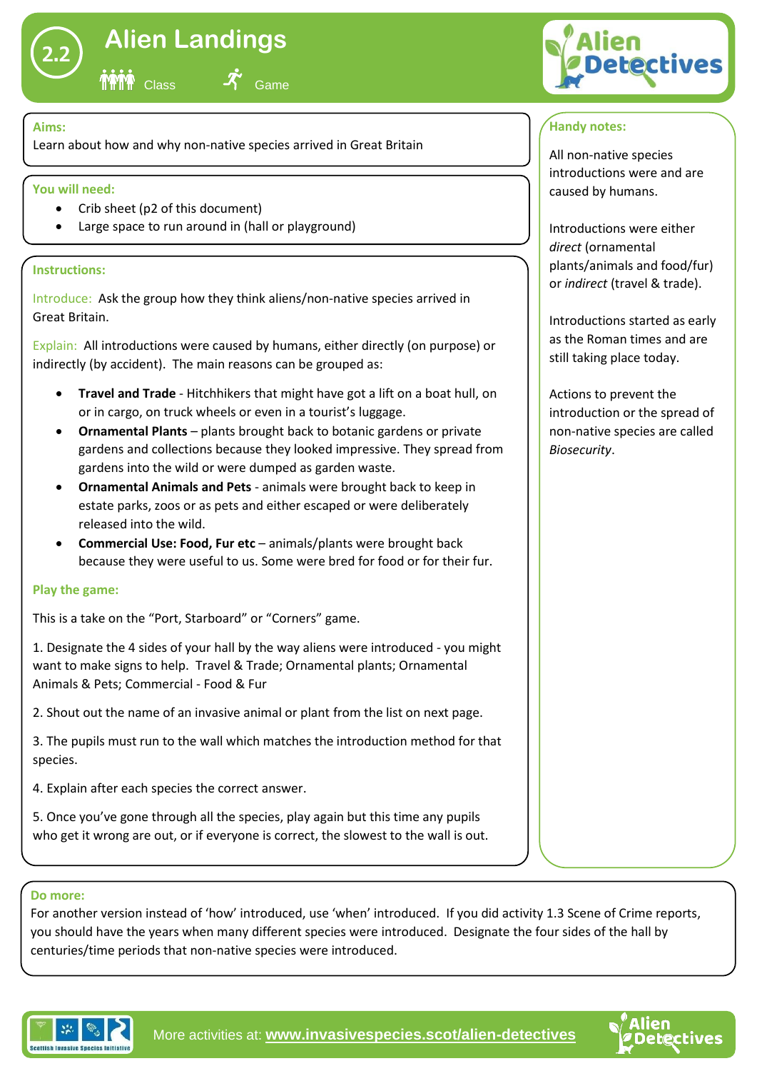# 2.2 Alien Landings

Class · Game

## Aims:

Learn about how and why non-native species arrived in Great Britain

## You will need:

- Crib sheet (p2 of this document)
- Large space to run around in (hall or playground)

## Instructions:

Introduce: Ask the group how they think aliens/non-native species arrived in Great Britain.

Explain: All introductions were caused by humans, either directly (on purpose) or indirectly (by accident). The main reasons can be grouped as:

- **Travel and Trade** - Hitchhikers that might have got a lift on a boat hull, on or in cargo, on truck wheels or even in a tourist's luggage.
- **Ornamental Plants** – plants brought back to botanic gardens or private gardens and collections because they looked impressive. They spread from gardens into the wild or were dumped as garden waste.
- **Ornamental Animals and Pets** - animals were brought back to keep in estate parks, zoos or as pets and either escaped or were deliberately released into the wild.
- **Commercial Use: Food, Fur etc** – animals/plants were brought back because they were useful to us. Some were bred for food or for their fur.

## Play the game:

This is a take on the "Port, Starboard" or "Corners" game.

1. Designate the 4 sides of your hall by the way aliens were introduced - you might want to make signs to help. Travel & Trade; Ornamental plants; Ornamental Animals & Pets; Commercial - Food & Fur

2. Shout out the name of an invasive animal or plant from the list on next page.

3. The pupils must run to the wall which matches the introduction method for that species.

4. Explain after each species the correct answer.

5. Once you've gone through all the species, play again but this time any pupils who get it wrong are out, or if everyone is correct, the slowest to the wall is out.

## Handy notes:

All non-native species introductions were and are caused by humans.

Introductions were either *direct* (ornamental plants/animals and food/fur) or *indirect* (travel & trade).

Introductions started as early as the Roman times and are still taking place today.

Actions to prevent the introduction or the spread of non-native species are called *Biosecurity*.

## Do more:

For another version instead of 'how' introduced, use 'when' introduced. If you did activity 1.3 Scene of Crime reports, you should have the years when many different species were introduced. Designate the four sides of the hall by centuries/time periods that non-native species were introduced.

More activities at: **www.invasivespecies.scot/alien-detectives**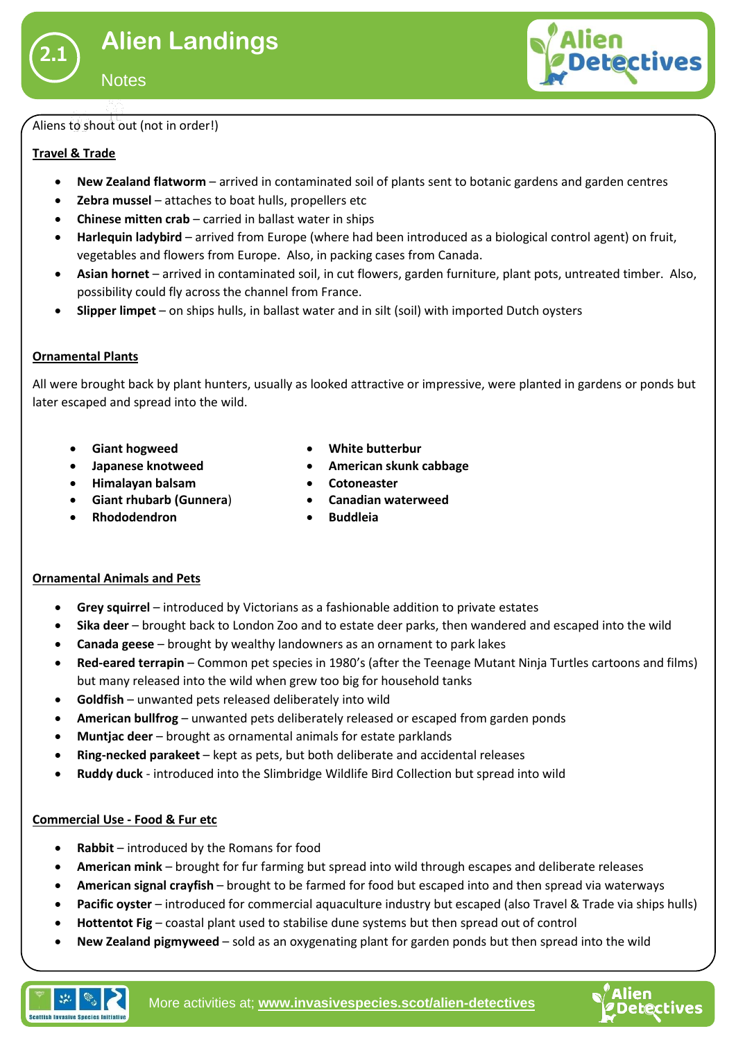# Alien Landings

## Notes

Aliens to shout out (not in order!)

**Travel & Trade**

- **New Zealand flatworm** – arrived in contaminated soil of plants sent to botanic gardens and garden centres
- **Zebra mussel** – attaches to boat hulls, propellers etc
- **Chinese mitten crab** – carried in ballast water in ships
- **Harlequin ladybird** – arrived from Europe (where had been introduced as a biological control agent) on fruit, vegetables and flowers from Europe. Also, in packing cases from Canada.
- **Asian hornet** – arrived in contaminated soil, in cut flowers, garden furniture, plant pots, untreated timber. Also, possibility could fly across the channel from France.
- **Slipper limpet** – on ships hulls, in ballast water and in silt (soil) with imported Dutch oysters

**Ornamental Plants**

All were brought back by plant hunters, usually as looked attractive or impressive, were planted in gardens or ponds but later escaped and spread into the wild.

- **Giant hogweed**
- **Japanese knotweed**
- **Himalayan balsam**
- **Giant rhubarb (Gunnera)**
- **Rhododendron**
- **White butterbur**
- **American skunk cabbage**
- **Cotoneaster**
- **Canadian waterweed**
- **Buddleia**

**Ornamental Animals and Pets**

- **Grey squirrel** – introduced by Victorians as a fashionable addition to private estates
- **Sika deer** – brought back to London Zoo and to estate deer parks, then wandered and escaped into the wild
- **Canada geese** – brought by wealthy landowners as an ornament to park lakes
- **Red-eared terrapin** – Common pet species in 1980's (after the Teenage Mutant Ninja Turtles cartoons and films) but many released into the wild when grew too big for household tanks
- **Goldfish** – unwanted pets released deliberately into wild
- **American bullfrog** – unwanted pets deliberately released or escaped from garden ponds
- **Muntjac deer** – brought as ornamental animals for estate parklands
- **Ring-necked parakeet** – kept as pets, but both deliberate and accidental releases
- **Ruddy duck** - introduced into the Slimbridge Wildlife Bird Collection but spread into wild

**Commercial Use - Food & Fur etc**

- **Rabbit** – introduced by the Romans for food
- **American mink** – brought for fur farming but spread into wild through escapes and deliberate releases
- **American signal crayfish** – brought to be farmed for food but escaped into and then spread via waterways
- **Pacific oyster** – introduced for commercial aquaculture industry but escaped (also Travel & Trade via ships hulls)
- **Hottentot Fig** – coastal plant used to stabilise dune systems but then spread out of control
- **New Zealand pigmyweed** – sold as an oxygenating plant for garden ponds but then spread into the wild

More activities at; www.invasivespecies.scot/alien-detectives